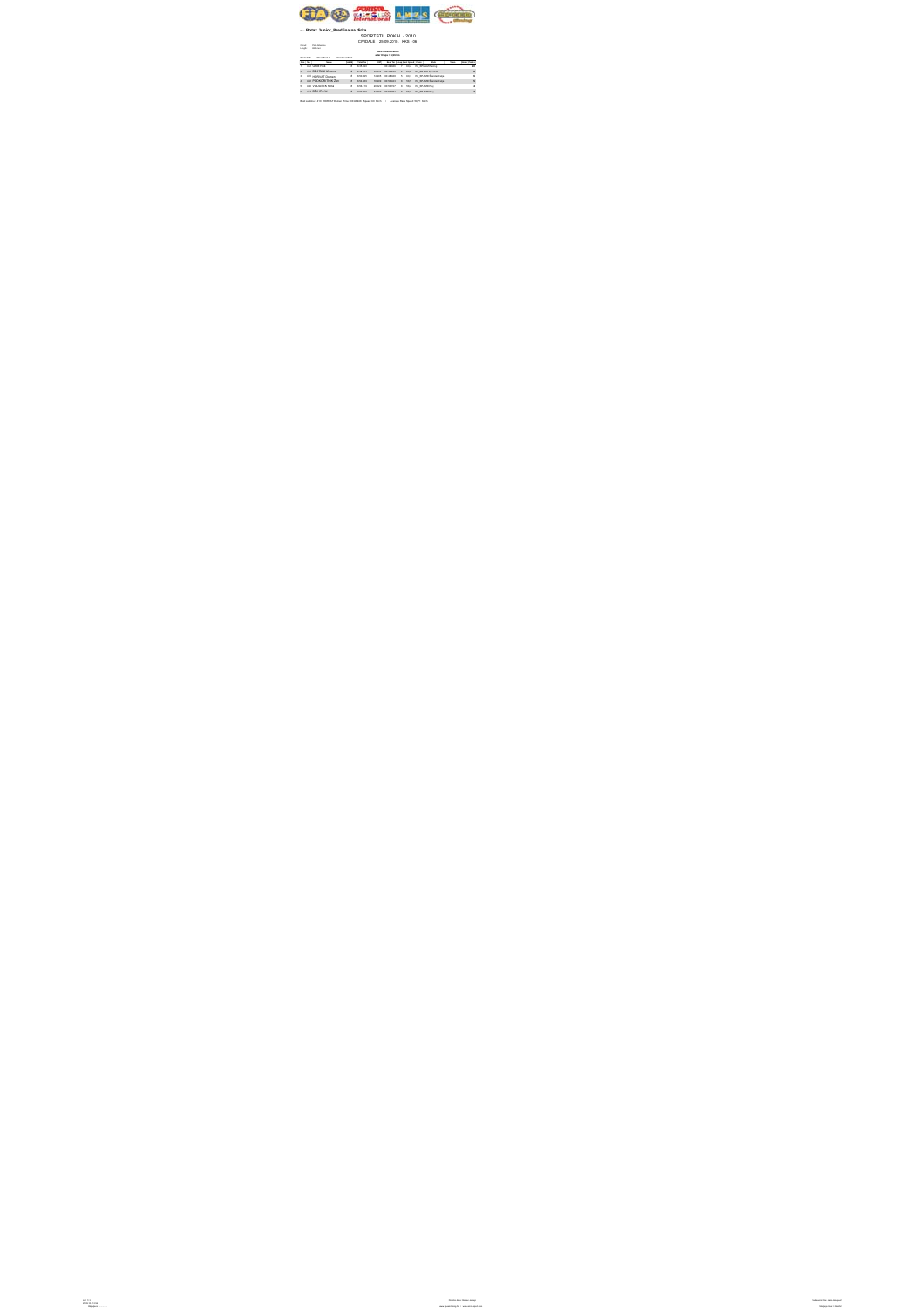Race **Rotax Junior_Predfinalna dirka**

SPORTSTIL POKAL - 2010

CIVIDALE 25.09.2010 KKS - 06

**Best Classification**

| Pos | No. | Name | Laps | Total Time | Diff | Best Tm | In Lap | Best Speed | Nation | Club | Class | Grid | Points |
|---|---|---|---|---|---|---|---|---|---|---|---|---|---|
| 1 | 252 | ORNI Erik | 8 | 8:08.864 | | 00:58.866 | 5 | 103.0 | SLO_NFI/Kidd Racing | | | | 30 |
| 2 | 221 | PRAZNIK Aleksen | 8 | 8:25.074 | 16.010 | 00:59.283 | 5 | 102.6 | SLO_NFI/AKD Sportstil | | | | 16 |
| 3 | 277 | HORVAT Domen | 8 | 8:24.689 | 15.825 | 00:58.400 | 7 | 103.4 | SLO_NFI/AKD Racala Corp | | | | 12 |
| 4 | 246 | PODBORŠEK Žan | 8 | 8:24.945 | 16.081 | 00:59.263 | 8 | 102.6 | SLO_NFI/AKD Racala Corp | | | | 10 |
| 5 | 248 | VIDOVŠEK Nina | 8 | 8:58.772 | 49.908 | 01:02.757 | 8 | 96.8 | SLO_NFI/AKD Plesj | | | | 8 |
| 6 | 223 | PRELEC Vid | 8 | 7:56.885 | 52.679 | 01:02.451 | 3 | 96.8 | SLO_NFI/AKD Plesj | | | | 6 |

Best Laptime: 277 HORVAT Domen Time: 00:58.400 Speed 103.4km/h | Average Race Speed: 96.7 km/h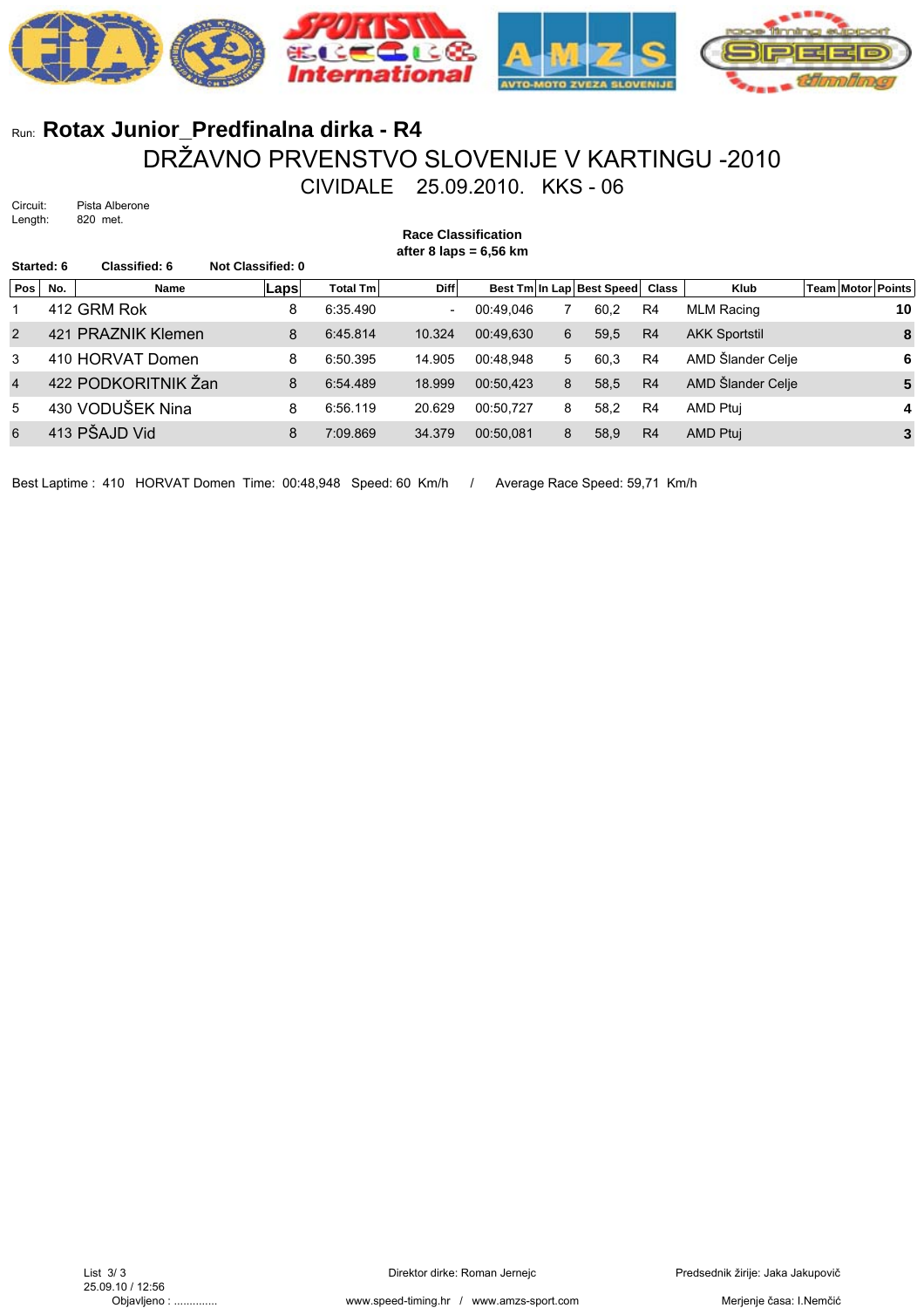Run: **Rotax Junior_Predfinalna dirka - R4**

DRŽAVNO PRVENSTVO SLOVENIJE V KARTINGU -2010

CIVIDALE 25.09.2010. KKS - 06

Circuit: Pista Alberone
Length: 820 met.

**Race Classification**
**after 8 laps = 6,56 km**

**Started: 6** **Classified: 6** **Not Classified: 0**

| Pos | No. | Name | Laps | Total Tm | Diff | Best Tm | In Lap | Best Speed | Class | Klub | Team | Motor | Points |
|---|---|---|---|---|---|---|---|---|---|---|---|---|---|
| 1 | 412 | GRM Rok | 8 | 6:35.490 | - | 00:49,046 | 7 | 60,2 | R4 | MLM Racing | | | 10 |
| 2 | 421 | PRAZNIK Klemen | 8 | 6:45.814 | 10.324 | 00:49,630 | 6 | 59,5 | R4 | AKK Sportstil | | | 8 |
| 3 | 410 | HORVAT Domen | 8 | 6:50.395 | 14.905 | 00:48,948 | 5 | 60,3 | R4 | AMD Šlander Celje | | | 6 |
| 4 | 422 | PODKORITNIK Žan | 8 | 6:54.489 | 18.999 | 00:50,423 | 8 | 58,5 | R4 | AMD Šlander Celje | | | 5 |
| 5 | 430 | VODUŠEK Nina | 8 | 6:56.119 | 20.629 | 00:50,727 | 8 | 58,2 | R4 | AMD Ptuj | | | 4 |
| 6 | 413 | PŠAJD Vid | 8 | 7:09.869 | 34.379 | 00:50,081 | 8 | 58,9 | R4 | AMD Ptuj | | | 3 |

Best Laptime : 410 HORVAT Domen Time: 00:48,948 Speed: 60 Km/h / Average Race Speed: 59,71 Km/h

25.09.10 / 12:56
Objavljeno : .............

Direktor dirke: Roman Jernejc

Predsednik žirije: Jaka Jakupovič

Merjenje časa: I.Nemčić